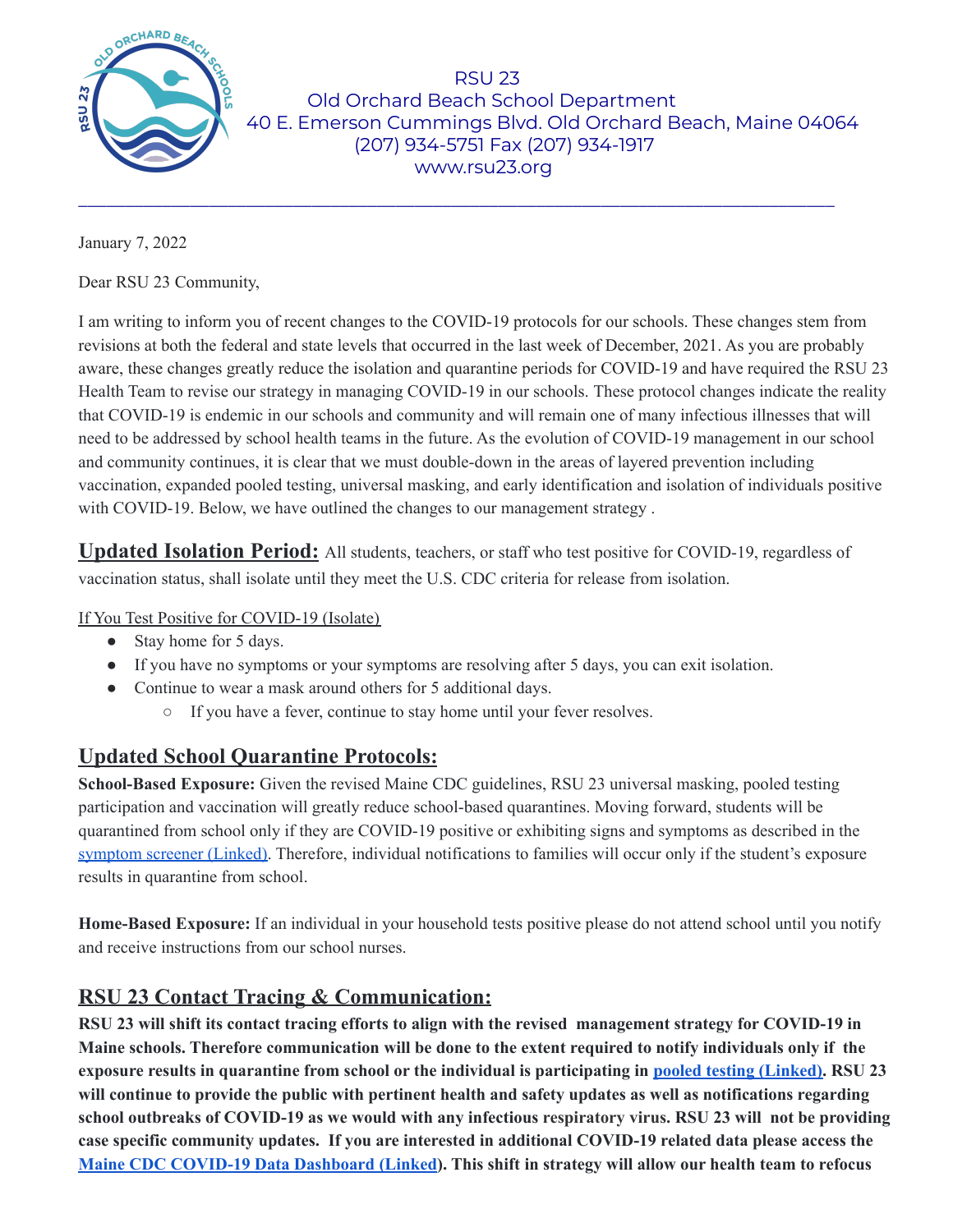RSU 23
Old Orchard Beach School Department
40 E. Emerson Cummings Blvd. Old Orchard Beach, Maine 04064
(207) 934-5751 Fax (207) 934-1917
www.rsu23.org

---

January 7, 2022

Dear RSU 23 Community,

I am writing to inform you of recent changes to the COVID-19 protocols for our schools. These changes stem from revisions at both the federal and state levels that occurred in the last week of December, 2021. As you are probably aware, these changes greatly reduce the isolation and quarantine periods for COVID-19 and have required the RSU 23 Health Team to revise our strategy in managing COVID-19 in our schools. These protocol changes indicate the reality that COVID-19 is endemic in our schools and community and will remain one of many infectious illnesses that will need to be addressed by school health teams in the future. As the evolution of COVID-19 management in our school and community continues, it is clear that we must double-down in the areas of layered prevention including vaccination, expanded pooled testing, universal masking, and early identification and isolation of individuals positive with COVID-19. Below, we have outlined the changes to our management strategy .

**Updated Isolation Period:** All students, teachers, or staff who test positive for COVID-19, regardless of vaccination status, shall isolate until they meet the U.S. CDC criteria for release from isolation.

If You Test Positive for COVID-19 (Isolate)

- Stay home for 5 days.
- If you have no symptoms or your symptoms are resolving after 5 days, you can exit isolation.
- Continue to wear a mask around others for 5 additional days.
  - If you have a fever, continue to stay home until your fever resolves.

## Updated School Quarantine Protocols:

**School-Based Exposure:** Given the revised Maine CDC guidelines, RSU 23 universal masking, pooled testing participation and vaccination will greatly reduce school-based quarantines. Moving forward, students will be quarantined from school only if they are COVID-19 positive or exhibiting signs and symptoms as described in the symptom screener (Linked). Therefore, individual notifications to families will occur only if the student's exposure results in quarantine from school.

**Home-Based Exposure:** If an individual in your household tests positive please do not attend school until you notify and receive instructions from our school nurses.

## RSU 23 Contact Tracing & Communication:

**RSU 23 will shift its contact tracing efforts to align with the revised management strategy for COVID-19 in Maine schools. Therefore communication will be done to the extent required to notify individuals only if the exposure results in quarantine from school or the individual is participating in pooled testing (Linked). RSU 23 will continue to provide the public with pertinent health and safety updates as well as notifications regarding school outbreaks of COVID-19 as we would with any infectious respiratory virus. RSU 23 will not be providing case specific community updates. If you are interested in additional COVID-19 related data please access the Maine CDC COVID-19 Data Dashboard (Linked). This shift in strategy will allow our health team to refocus**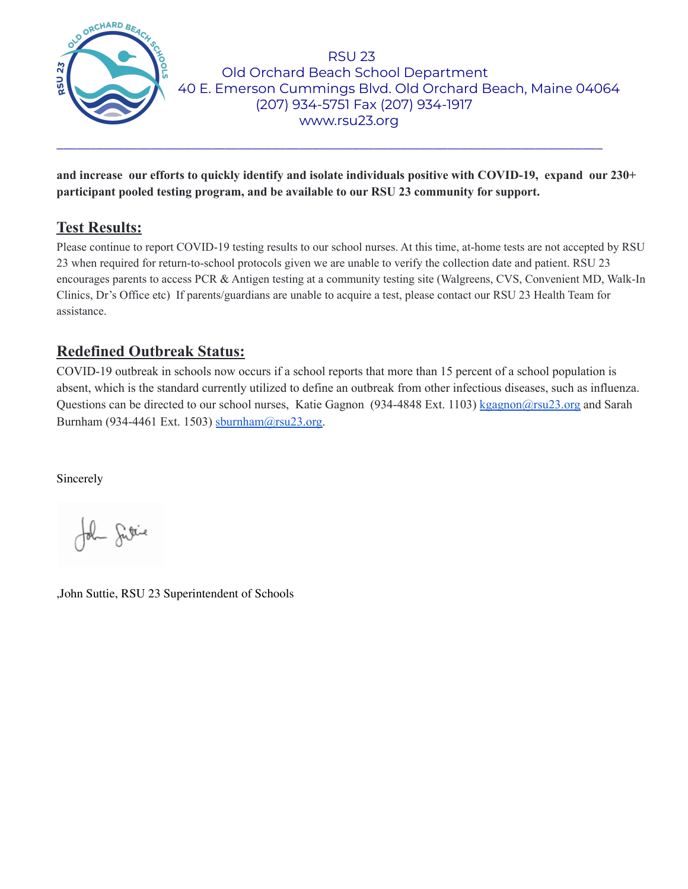RSU 23
Old Orchard Beach School Department
40 E. Emerson Cummings Blvd. Old Orchard Beach, Maine 04064
(207) 934-5751 Fax (207) 934-1917
www.rsu23.org

---

**and increase our efforts to quickly identify and isolate individuals positive with COVID-19, expand our 230+ participant pooled testing program, and be available to our RSU 23 community for support.**

## Test Results:

Please continue to report COVID-19 testing results to our school nurses. At this time, at-home tests are not accepted by RSU 23 when required for return-to-school protocols given we are unable to verify the collection date and patient. RSU 23 encourages parents to access PCR & Antigen testing at a community testing site (Walgreens, CVS, Convenient MD, Walk-In Clinics, Dr's Office etc) If parents/guardians are unable to acquire a test, please contact our RSU 23 Health Team for assistance.

## Redefined Outbreak Status:

COVID-19 outbreak in schools now occurs if a school reports that more than 15 percent of a school population is absent, which is the standard currently utilized to define an outbreak from other infectious diseases, such as influenza. Questions can be directed to our school nurses, Katie Gagnon (934-4848 Ext. 1103) kgagnon@rsu23.org and Sarah Burnham (934-4461 Ext. 1503) sburnham@rsu23.org.

Sincerely

,John Suttie, RSU 23 Superintendent of Schools